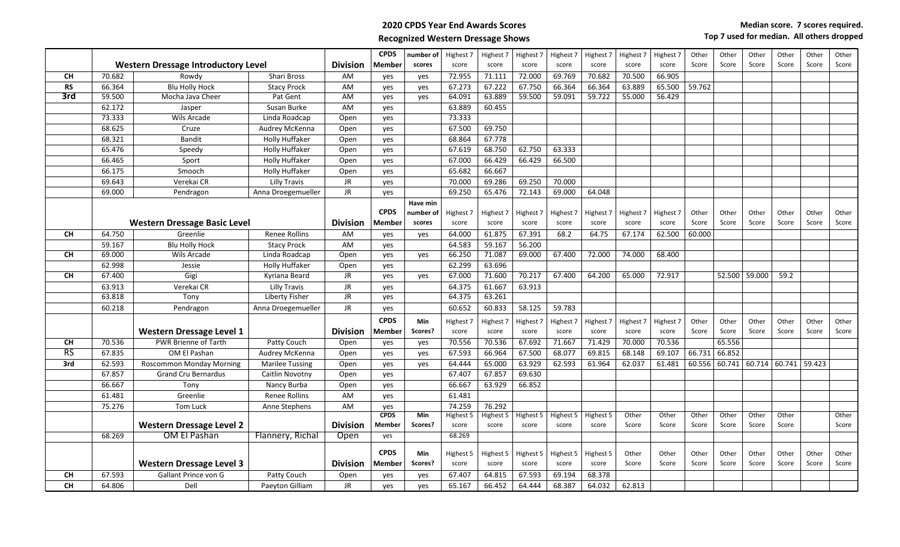**2020 CPDS Year End Awards Scores**

**Recognized Western Dressage Shows**

**Median score. 7 scores required.**
**Top 7 used for median. All others dropped**

| | | Western Dressage Introductory Level | | Division | CPDS Member | number of scores | Highest 7 score | Highest 7 score | Highest 7 score | Highest 7 score | Highest 7 score | Highest 7 score | Highest 7 score | Other Score | Other Score | Other Score | Other Score | Other Score | Other Score | Other Score |
|---|---|---|---|---|---|---|---|---|---|---|---|---|---|---|---|---|---|---|---|---|
| CH | 70.682 | Rowdy | Shari Bross | AM | yes | yes | 72.955 | 71.111 | 72.000 | 69.769 | 70.682 | 70.500 | 66.905 | | | | | | | |
| RS | 66.364 | Blu Holly Hock | Stacy Prock | AM | yes | yes | 67.273 | 67.222 | 67.750 | 66.364 | 66.364 | 63.889 | 65.500 | 59.762 | | | | | | |
| 3rd | 59.500 | Mocha Java Cheer | Pat Gent | AM | yes | yes | 64.091 | 63.889 | 59.500 | 59.091 | 59.722 | 55.000 | 56.429 | | | | | | | |
| | 62.172 | Jasper | Susan Burke | AM | yes | | 63.889 | 60.455 | | | | | | | | | | | | |
| | 73.333 | Wils Arcade | Linda Roadcap | Open | yes | | 73.333 | | | | | | | | | | | | | |
| | 68.625 | Cruze | Audrey McKenna | Open | yes | | 67.500 | 69.750 | | | | | | | | | | | | |
| | 68.321 | Bandit | Holly Huffaker | Open | yes | | 68.864 | 67.778 | | | | | | | | | | | | |
| | 65.476 | Speedy | Holly Huffaker | Open | yes | | 67.619 | 68.750 | 62.750 | 63.333 | | | | | | | | | | |
| | 66.465 | Sport | Holly Huffaker | Open | yes | | 67.000 | 66.429 | 66.429 | 66.500 | | | | | | | | | | |
| | 66.175 | Smooch | Holly Huffaker | Open | yes | | 65.682 | 66.667 | | | | | | | | | | | | |
| | 69.643 | Verekai CR | Lilly Travis | JR | yes | | 70.000 | 69.286 | 69.250 | 70.000 | | | | | | | | | | |
| | 69.000 | Pendragon | Anna Droegemueller | JR | yes | | 69.250 | 65.476 | 72.143 | 69.000 | 64.048 | | | | | | | | | |
| | | **Western Dressage Basic Level** | | **Division** | **CPDS Member** | **Have min number of scores** | **Highest 7 score** | **Highest 7 score** | **Highest 7 score** | **Highest 7 score** | **Highest 7 score** | **Highest 7 score** | **Highest 7 score** | **Other Score** | **Other Score** | **Other Score** | **Other Score** | **Other Score** | **Other Score** | **Other Score** |
| CH | 64.750 | Greenlie | Renee Rollins | AM | yes | yes | 64.000 | 61.875 | 67.391 | 68.2 | 64.75 | 67.174 | 62.500 | 60.000 | | | | | | |
| | 59.167 | Blu Holly Hock | Stacy Prock | AM | yes | | 64.583 | 59.167 | 56.200 | | | | | | | | | | | |
| CH | 69.000 | Wils Arcade | Linda Roadcap | Open | yes | yes | 66.250 | 71.087 | 69.000 | 67.400 | 72.000 | 74.000 | 68.400 | | | | | | | |
| | 62.998 | Jessie | Holly Huffaker | Open | yes | | 62.299 | 63.696 | | | | | | | | | | | | |
| CH | 67.400 | Gigi | Kyriana Beard | JR | yes | yes | 67.000 | 71.600 | 70.217 | 67.400 | 64.200 | 65.000 | 72.917 | | 52.500 | 59.000 | 59.2 | | | |
| | 63.913 | Verekai CR | Lilly Travis | JR | yes | | 64.375 | 61.667 | 63.913 | | | | | | | | | | | |
| | 63.818 | Tony | Liberty Fisher | JR | yes | | 64.375 | 63.261 | | | | | | | | | | | | |
| | 60.218 | Pendragon | Anna Droegemueller | JR | yes | | 60.652 | 60.833 | 58.125 | 59.783 | | | | | | | | | | |
| | | **Western Dressage Level 1** | | **Division** | **CPDS Member** | **Min Scores?** | **Highest 7 score** | **Highest 7 score** | **Highest 7 score** | **Highest 7 score** | **Highest 7 score** | **Highest 7 score** | **Highest 7 score** | **Other Score** | **Other Score** | **Other Score** | **Other Score** | **Other Score** | **Other Score** | **Other Score** |
| CH | 70.536 | PWR Brienne of Tarth | Patty Couch | Open | yes | yes | 70.556 | 70.536 | 67.692 | 71.667 | 71.429 | 70.000 | 70.536 | | 65.556 | | | | | |
| RS | 67.835 | OM El Pashan | Audrey McKenna | Open | yes | yes | 67.593 | 66.964 | 67.500 | 68.077 | 69.815 | 68.148 | 69.107 | 66.731 | 66.852 | | | | | |
| 3rd | 62.593 | Roscommon Monday Morning | Marilee Tussing | Open | yes | yes | 64.444 | 65.000 | 63.929 | 62.593 | 61.964 | 62.037 | 61.481 | 60.556 | 60.741 | 60.714 | 60.741 | 59.423 | | |
| | 67.857 | Grand Cru Bernardus | Caitlin Novotny | Open | yes | | 67.407 | 67.857 | 69.630 | | | | | | | | | | | |
| | 66.667 | Tony | Nancy Burba | Open | yes | | 66.667 | 63.929 | 66.852 | | | | | | | | | | | |
| | 61.481 | Greenlie | Renee Rollins | AM | yes | | 61.481 | | | | | | | | | | | | | |
| | 75.276 | Tom Luck | Anne Stephens | AM | yes | | 74.259 | 76.292 | | | | | | | | | | | | |
| | | **Western Dressage Level 2** | | **Division** | **CPDS Member** | **Min Scores?** | **Highest 5 score** | **Highest 5 score** | **Highest 5 score** | **Highest 5 score** | **Highest 5 score** | **Other Score** | **Other Score** | **Other Score** | **Other Score** | **Other Score** | **Other Score** | | **Other Score** |
| | 68.269 | OM El Pashan | Flannery, Richal | Open | yes | | 68.269 | | | | | | | | | | | | | |
| | | **Western Dressage Level 3** | | **Division** | **CPDS Member** | **Min Scores?** | **Highest 5 score** | **Highest 5 score** | **Highest 5 score** | **Highest 5 score** | **Highest 5 score** | **Other Score** | **Other Score** | **Other Score** | **Other Score** | **Other Score** | **Other Score** | **Other Score** | **Other Score** |
| CH | 67.593 | Gallant Prince von G | Patty Couch | Open | yes | yes | 67.407 | 64.815 | 67.593 | 69.194 | 68.378 | | | | | | | | | |
| CH | 64.806 | Dell | Paeyton Gilliam | JR | yes | yes | 65.167 | 66.452 | 64.444 | 68.387 | 64.032 | 62.813 | | | | | | | | |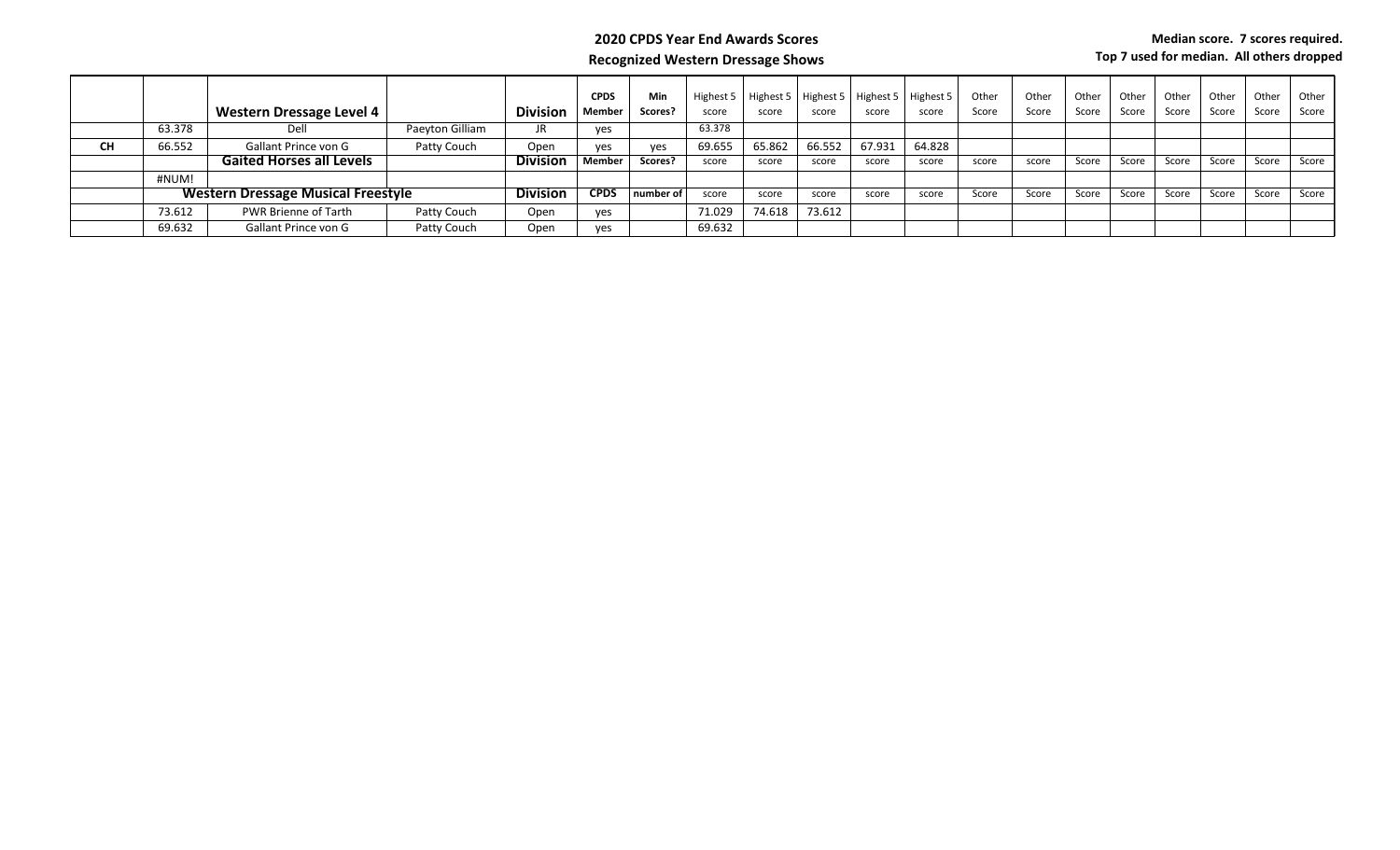**2020 CPDS Year End Awards Scores**

**Recognized Western Dressage Shows**

**Median score. 7 scores required.**
**Top 7 used for median. All others dropped**

| | | | | | | | | | | | | | | | | | | | | |
|---|---|---|---|---|---|---|---|---|---|---|---|---|---|---|---|---|---|---|---|---|
| | | **Western Dressage Level 4** | | **Division** | **CPDS Member** | **Min Scores?** | Highest 5 score | Highest 5 score | Highest 5 score | Highest 5 score | Highest 5 score | Other Score | Other Score | Other Score | Other Score | Other Score | Other Score | Other Score | Other Score | |
| | 63.378 | Dell | Paeyton Gilliam | JR | yes | | 63.378 | | | | | | | | | | | | | |
| **CH** | 66.552 | Gallant Prince von G | Patty Couch | Open | yes | yes | 69.655 | 65.862 | 66.552 | 67.931 | 64.828 | | | | | | | | | |
| | | **Gaited Horses all Levels** | | **Division** | **Member** | **Scores?** | score | score | score | score | score | score | score | Score | Score | Score | Score | Score | Score | |
| | #NUM! | | | | | | | | | | | | | | | | | | | |
| | | **Western Dressage Musical Freestyle** | | **Division** | **CPDS** | **number of** | score | score | score | score | score | Score | Score | Score | Score | Score | Score | Score | Score | |
| | 73.612 | PWR Brienne of Tarth | Patty Couch | Open | yes | | 71.029 | 74.618 | 73.612 | | | | | | | | | | | |
| | 69.632 | Gallant Prince von G | Patty Couch | Open | yes | | 69.632 | | | | | | | | | | | | | |